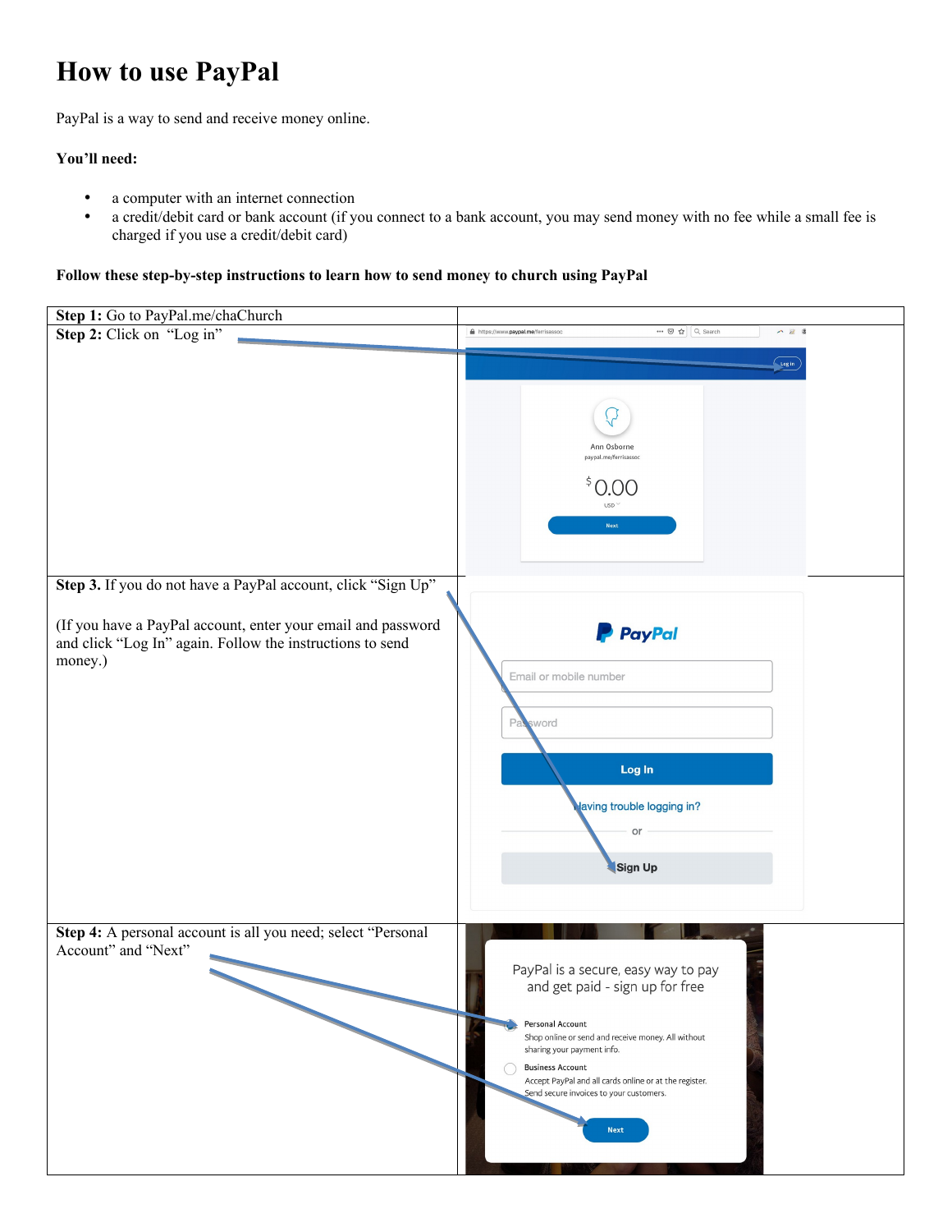# How to use PayPal

PayPal is a way to send and receive money online.

**You'll need:**

- a computer with an internet connection
- a credit/debit card or bank account (if you connect to a bank account, you may send money with no fee while a small fee is charged if you use a credit/debit card)

**Follow these step-by-step instructions to learn how to send money to church using PayPal**

| | |
|---|---|
| **Step 1:** Go to PayPal.me/chaChurch | |
| **Step 2:** Click on "Log in" | |
| **Step 3.** If you do not have a PayPal account, click "Sign Up"<br><br>(If you have a PayPal account, enter your email and password and click "Log In" again. Follow the instructions to send money.) | |
| **Step 4:** A personal account is all you need; select "Personal Account" and "Next" | |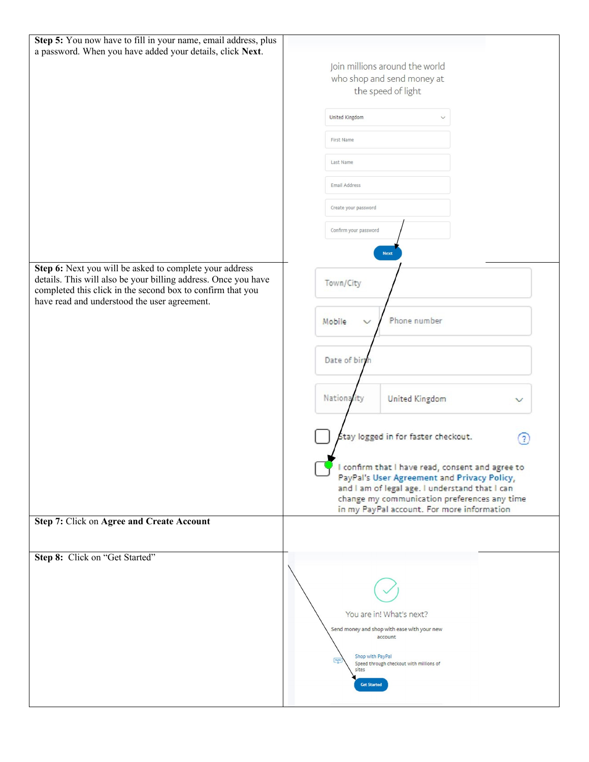| | |
|---|---|
| **Step 5:** You now have to fill in your name, email address, plus a password. When you have added your details, click **Next**. | Join millions around the world who shop and send money at the speed of light<br>United Kingdom<br>First Name<br>Last Name<br>Email Address<br>Create your password<br>Confirm your password<br>Next |
| **Step 6:** Next you will be asked to complete your address details. This will also be your billing address. Once you have completed this click in the second box to confirm that you have read and understood the user agreement. | Town/City<br>Mobile Phone number<br>Date of birth<br>Nationality United Kingdom<br>Stay logged in for faster checkout.<br>I confirm that I have read, consent and agree to PayPal's User Agreement and Privacy Policy, and I am of legal age. I understand that I can change my communication preferences any time in my PayPal account. For more information |
| **Step 7:** Click on **Agree and Create Account** | |
| **Step 8:** Click on "Get Started" | You are in! What's next?<br>Send money and shop with ease with your new account<br>Shop with PayPal<br>Speed through checkout with millions of sites<br>Get Started |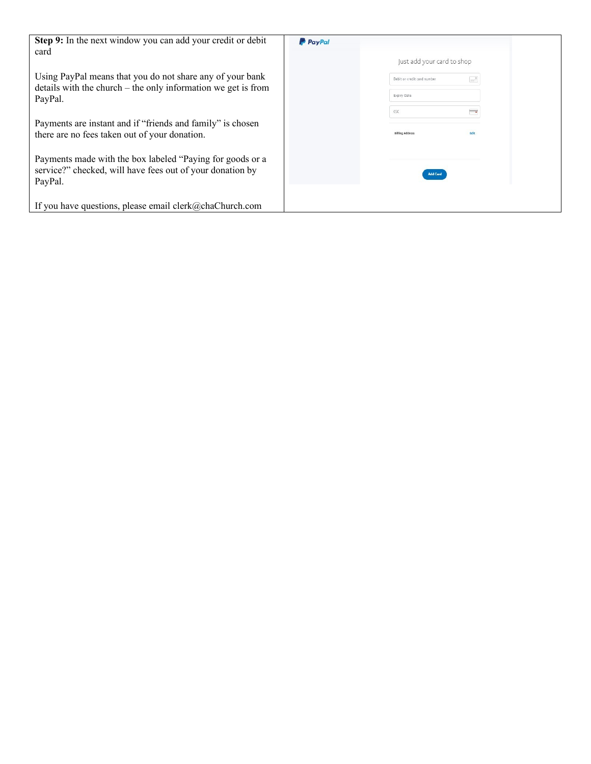| | |
|---|---|
| **Step 9:** In the next window you can add your credit or debit card<br><br>Using PayPal means that you do not share any of your bank details with the church – the only information we get is from PayPal.<br><br>Payments are instant and if "friends and family" is chosen there are no fees taken out of your donation.<br><br>Payments made with the box labeled "Paying for goods or a service?" checked, will have fees out of your donation by PayPal.<br><br>If you have questions, please email clerk@chaChurch.com | PayPal<br><br>Just add your card to shop<br><br>Debit or credit card number<br><br>Expiry Date<br><br>CSC<br><br>Billing Address Edit<br><br>Add Card |